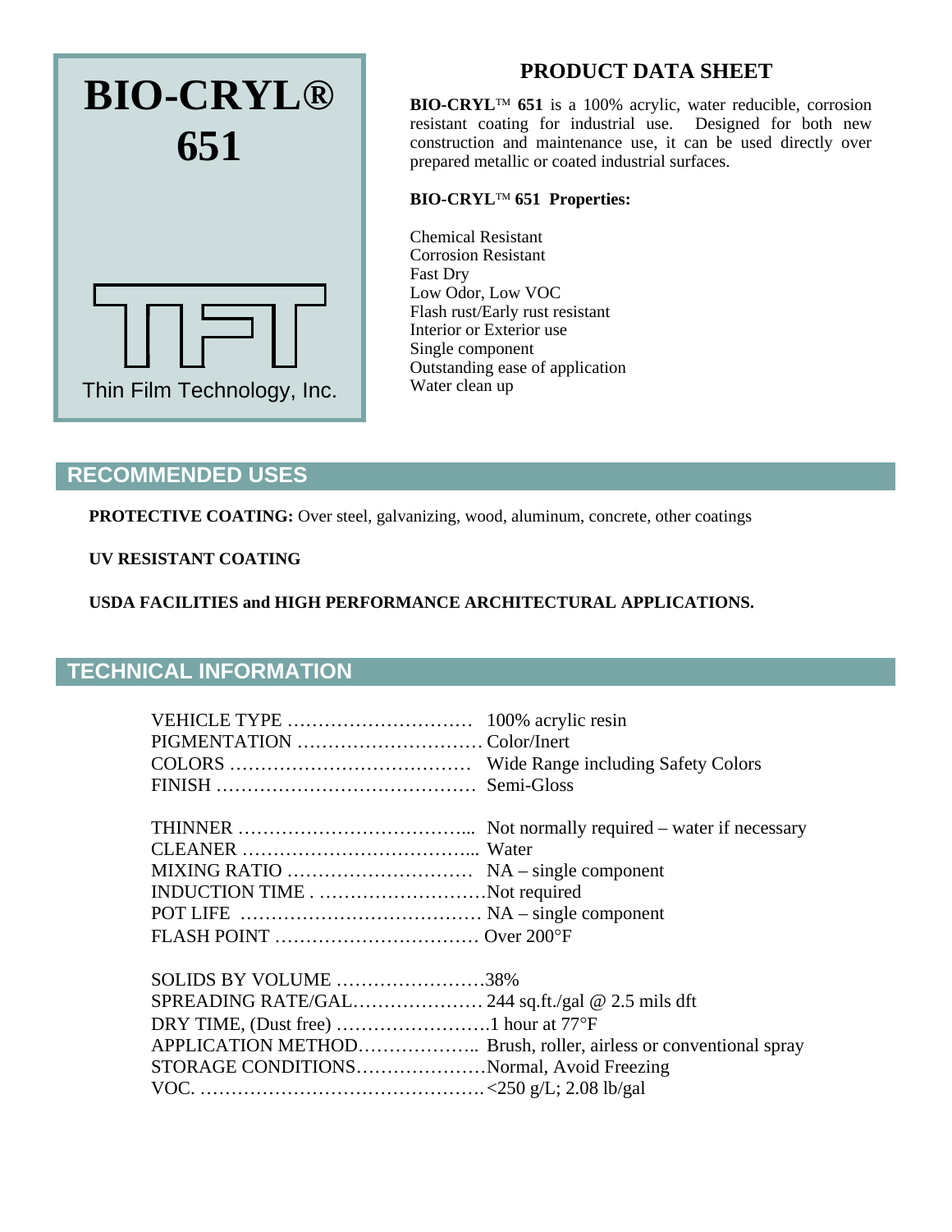# BIO-CRYL® 651

Thin Film Technology, Inc.

## PRODUCT DATA SHEET

**BIO-CRYL™ 651** is a 100% acrylic, water reducible, corrosion resistant coating for industrial use. Designed for both new construction and maintenance use, it can be used directly over prepared metallic or coated industrial surfaces.

**BIO-CRYL™ 651 Properties:**

Chemical Resistant
Corrosion Resistant
Fast Dry
Low Odor, Low VOC
Flash rust/Early rust resistant
Interior or Exterior use
Single component
Outstanding ease of application
Water clean up

## RECOMMENDED USES

**PROTECTIVE COATING:** Over steel, galvanizing, wood, aluminum, concrete, other coatings

**UV RESISTANT COATING**

**USDA FACILITIES and HIGH PERFORMANCE ARCHITECTURAL APPLICATIONS.**

## TECHNICAL INFORMATION

VEHICLE TYPE ............................ 100% acrylic resin
PIGMENTATION ............................ Color/Inert
COLORS ............................ Wide Range including Safety Colors
FINISH ............................ Semi-Gloss

THINNER ............................ Not normally required – water if necessary
CLEANER ............................ Water
MIXING RATIO ............................ NA – single component
INDUCTION TIME ............................ Not required
POT LIFE ............................ NA – single component
FLASH POINT ............................ Over 200°F

SOLIDS BY VOLUME ............................ 38%
SPREADING RATE/GAL............................ 244 sq.ft./gal @ 2.5 mils dft
DRY TIME, (Dust free) ............................ 1 hour at 77°F
APPLICATION METHOD............................ Brush, roller, airless or conventional spray
STORAGE CONDITIONS............................ Normal, Avoid Freezing
VOC. ............................ <250 g/L; 2.08 lb/gal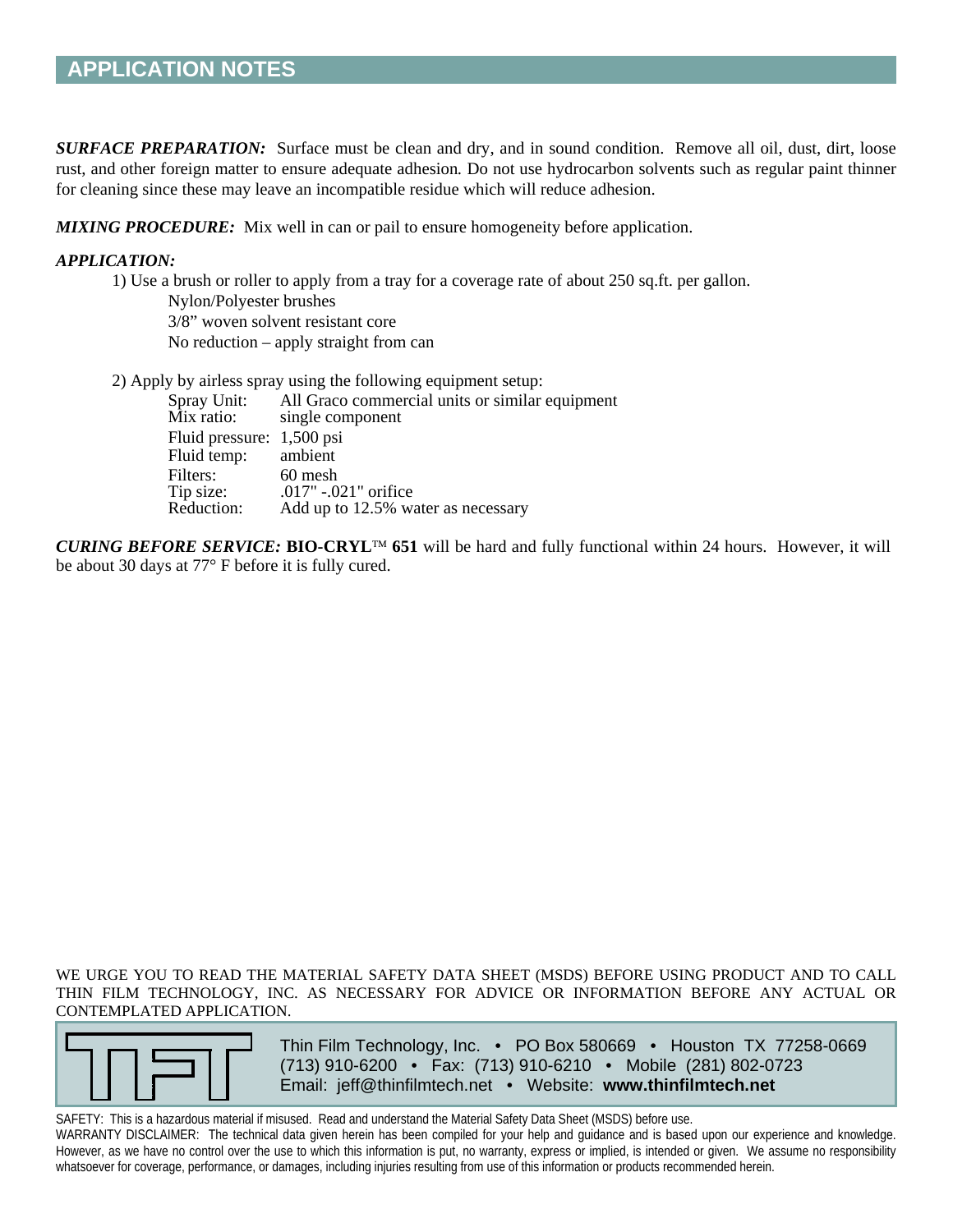## APPLICATION NOTES

***SURFACE PREPARATION:*** Surface must be clean and dry, and in sound condition. Remove all oil, dust, dirt, loose rust, and other foreign matter to ensure adequate adhesion. Do not use hydrocarbon solvents such as regular paint thinner for cleaning since these may leave an incompatible residue which will reduce adhesion.

***MIXING PROCEDURE:*** Mix well in can or pail to ensure homogeneity before application.

***APPLICATION:***

1) Use a brush or roller to apply from a tray for a coverage rate of about 250 sq.ft. per gallon.
   - Nylon/Polyester brushes
   - 3/8" woven solvent resistant core
   - No reduction – apply straight from can

2) Apply by airless spray using the following equipment setup:

| | |
|---|---|
| Spray Unit: | All Graco commercial units or similar equipment |
| Mix ratio: | single component |
| Fluid pressure: | 1,500 psi |
| Fluid temp: | ambient |
| Filters: | 60 mesh |
| Tip size: | .017" -.021" orifice |
| Reduction: | Add up to 12.5% water as necessary |

***CURING BEFORE SERVICE:*** **BIO-CRYL**™ **651** will be hard and fully functional within 24 hours. However, it will be about 30 days at 77° F before it is fully cured.

WE URGE YOU TO READ THE MATERIAL SAFETY DATA SHEET (MSDS) BEFORE USING PRODUCT AND TO CALL THIN FILM TECHNOLOGY, INC. AS NECESSARY FOR ADVICE OR INFORMATION BEFORE ANY ACTUAL OR CONTEMPLATED APPLICATION.

TFT

Thin Film Technology, Inc. • PO Box 580669 • Houston TX 77258-0669
(713) 910-6200 • Fax: (713) 910-6210 • Mobile (281) 802-0723
Email: jeff@thinfilmtech.net • Website: **www.thinfilmtech.net**

SAFETY: This is a hazardous material if misused. Read and understand the Material Safety Data Sheet (MSDS) before use.

WARRANTY DISCLAIMER: The technical data given herein has been compiled for your help and guidance and is based upon our experience and knowledge. However, as we have no control over the use to which this information is put, no warranty, express or implied, is intended or given. We assume no responsibility whatsoever for coverage, performance, or damages, including injuries resulting from use of this information or products recommended herein.